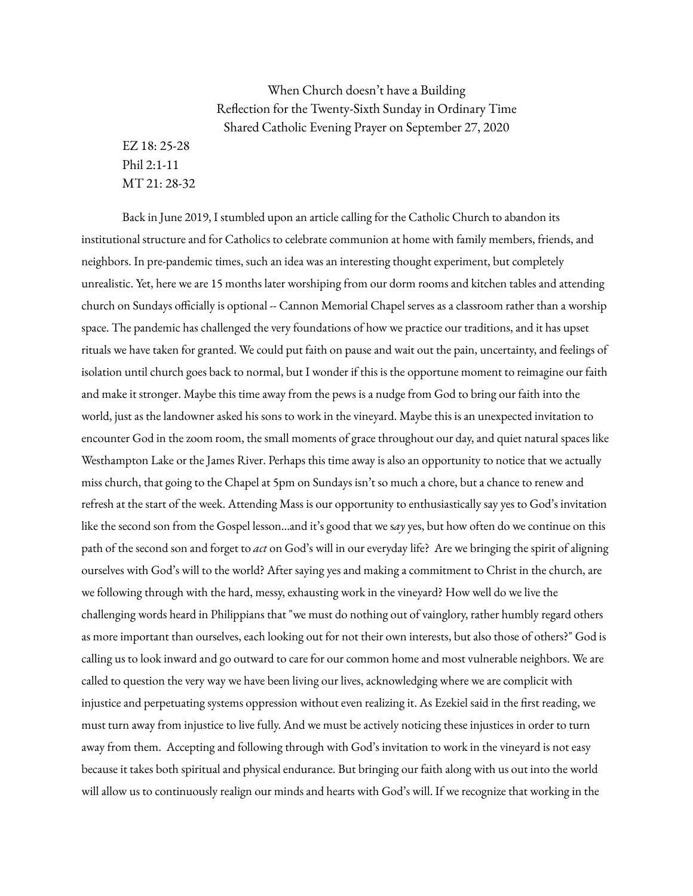When Church doesn't have a Building
Reflection for the Twenty-Sixth Sunday in Ordinary Time
Shared Catholic Evening Prayer on September 27, 2020

EZ 18: 25-28
Phil 2:1-11
MT 21: 28-32

Back in June 2019, I stumbled upon an article calling for the Catholic Church to abandon its institutional structure and for Catholics to celebrate communion at home with family members, friends, and neighbors. In pre-pandemic times, such an idea was an interesting thought experiment, but completely unrealistic. Yet, here we are 15 months later worshiping from our dorm rooms and kitchen tables and attending church on Sundays officially is optional -- Cannon Memorial Chapel serves as a classroom rather than a worship space. The pandemic has challenged the very foundations of how we practice our traditions, and it has upset rituals we have taken for granted. We could put faith on pause and wait out the pain, uncertainty, and feelings of isolation until church goes back to normal, but I wonder if this is the opportune moment to reimagine our faith and make it stronger. Maybe this time away from the pews is a nudge from God to bring our faith into the world, just as the landowner asked his sons to work in the vineyard. Maybe this is an unexpected invitation to encounter God in the zoom room, the small moments of grace throughout our day, and quiet natural spaces like Westhampton Lake or the James River. Perhaps this time away is also an opportunity to notice that we actually miss church, that going to the Chapel at 5pm on Sundays isn't so much a chore, but a chance to renew and refresh at the start of the week. Attending Mass is our opportunity to enthusiastically say yes to God's invitation like the second son from the Gospel lesson...and it's good that we s*ay* yes, but how often do we continue on this path of the second son and forget to *act* on God's will in our everyday life? Are we bringing the spirit of aligning ourselves with God's will to the world? After saying yes and making a commitment to Christ in the church, are we following through with the hard, messy, exhausting work in the vineyard? How well do we live the challenging words heard in Philippians that "we must do nothing out of vainglory, rather humbly regard others as more important than ourselves, each looking out for not their own interests, but also those of others?" God is calling us to look inward and go outward to care for our common home and most vulnerable neighbors. We are called to question the very way we have been living our lives, acknowledging where we are complicit with injustice and perpetuating systems oppression without even realizing it. As Ezekiel said in the first reading, we must turn away from injustice to live fully. And we must be actively noticing these injustices in order to turn away from them. Accepting and following through with God's invitation to work in the vineyard is not easy because it takes both spiritual and physical endurance. But bringing our faith along with us out into the world will allow us to continuously realign our minds and hearts with God's will. If we recognize that working in the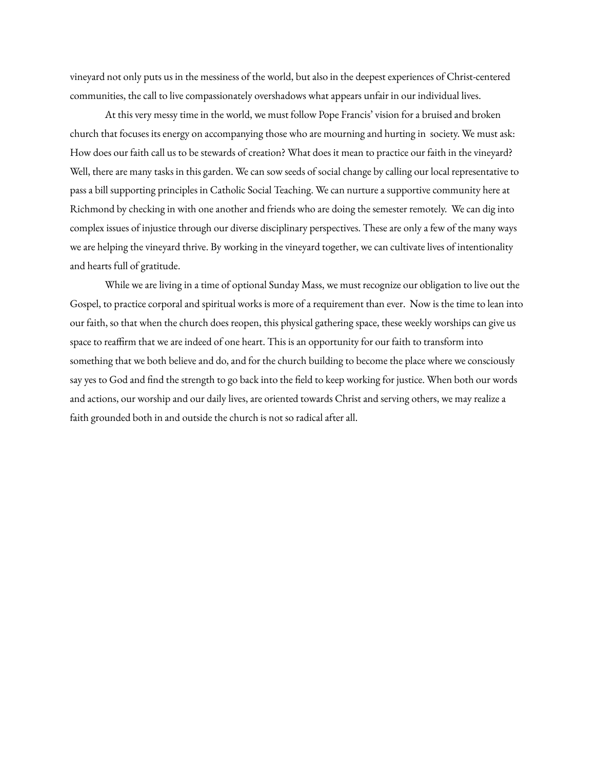vineyard not only puts us in the messiness of the world, but also in the deepest experiences of Christ-centered communities, the call to live compassionately overshadows what appears unfair in our individual lives.

At this very messy time in the world, we must follow Pope Francis' vision for a bruised and broken church that focuses its energy on accompanying those who are mourning and hurting in society. We must ask: How does our faith call us to be stewards of creation? What does it mean to practice our faith in the vineyard? Well, there are many tasks in this garden. We can sow seeds of social change by calling our local representative to pass a bill supporting principles in Catholic Social Teaching. We can nurture a supportive community here at Richmond by checking in with one another and friends who are doing the semester remotely. We can dig into complex issues of injustice through our diverse disciplinary perspectives. These are only a few of the many ways we are helping the vineyard thrive. By working in the vineyard together, we can cultivate lives of intentionality and hearts full of gratitude.

While we are living in a time of optional Sunday Mass, we must recognize our obligation to live out the Gospel, to practice corporal and spiritual works is more of a requirement than ever. Now is the time to lean into our faith, so that when the church does reopen, this physical gathering space, these weekly worships can give us space to reaffirm that we are indeed of one heart. This is an opportunity for our faith to transform into something that we both believe and do, and for the church building to become the place where we consciously say yes to God and find the strength to go back into the field to keep working for justice. When both our words and actions, our worship and our daily lives, are oriented towards Christ and serving others, we may realize a faith grounded both in and outside the church is not so radical after all.